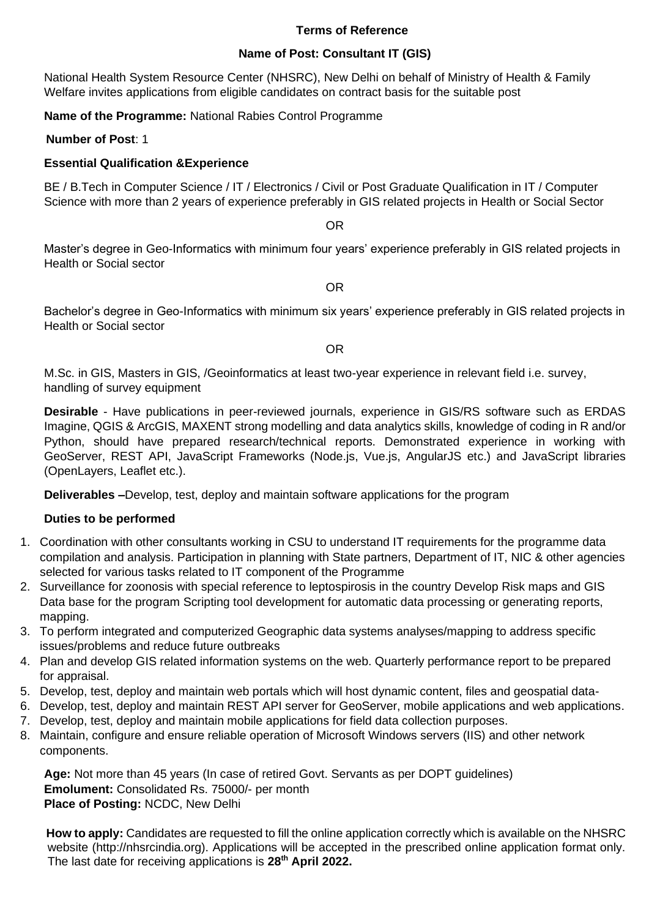## Terms of Reference

### Name of Post: Consultant IT (GIS)

National Health System Resource Center (NHSRC), New Delhi on behalf of Ministry of Health & Family Welfare invites applications from eligible candidates on contract basis for the suitable post

**Name of the Programme:** National Rabies Control Programme

**Number of Post**: 1

**Essential Qualification &Experience**

BE / B.Tech in Computer Science / IT / Electronics / Civil or Post Graduate Qualification in IT / Computer Science with more than 2 years of experience preferably in GIS related projects in Health or Social Sector

OR

Master's degree in Geo-Informatics with minimum four years' experience preferably in GIS related projects in Health or Social sector

OR

Bachelor's degree in Geo-Informatics with minimum six years' experience preferably in GIS related projects in Health or Social sector

OR

M.Sc. in GIS, Masters in GIS, /Geoinformatics at least two-year experience in relevant field i.e. survey, handling of survey equipment

**Desirable** - Have publications in peer-reviewed journals, experience in GIS/RS software such as ERDAS Imagine, QGIS & ArcGIS, MAXENT strong modelling and data analytics skills, knowledge of coding in R and/or Python, should have prepared research/technical reports. Demonstrated experience in working with GeoServer, REST API, JavaScript Frameworks (Node.js, Vue.js, AngularJS etc.) and JavaScript libraries (OpenLayers, Leaflet etc.).

**Deliverables –**Develop, test, deploy and maintain software applications for the program

**Duties to be performed**

1. Coordination with other consultants working in CSU to understand IT requirements for the programme data compilation and analysis. Participation in planning with State partners, Department of IT, NIC & other agencies selected for various tasks related to IT component of the Programme
2. Surveillance for zoonosis with special reference to leptospirosis in the country Develop Risk maps and GIS Data base for the program Scripting tool development for automatic data processing or generating reports, mapping.
3. To perform integrated and computerized Geographic data systems analyses/mapping to address specific issues/problems and reduce future outbreaks
4. Plan and develop GIS related information systems on the web. Quarterly performance report to be prepared for appraisal.
5. Develop, test, deploy and maintain web portals which will host dynamic content, files and geospatial data-
6. Develop, test, deploy and maintain REST API server for GeoServer, mobile applications and web applications.
7. Develop, test, deploy and maintain mobile applications for field data collection purposes.
8. Maintain, configure and ensure reliable operation of Microsoft Windows servers (IIS) and other network components.

**Age:** Not more than 45 years (In case of retired Govt. Servants as per DOPT guidelines)
**Emolument:** Consolidated Rs. 75000/- per month
**Place of Posting:** NCDC, New Delhi

**How to apply:** Candidates are requested to fill the online application correctly which is available on the NHSRC website (http://nhsrcindia.org). Applications will be accepted in the prescribed online application format only. The last date for receiving applications is **28th April 2022.**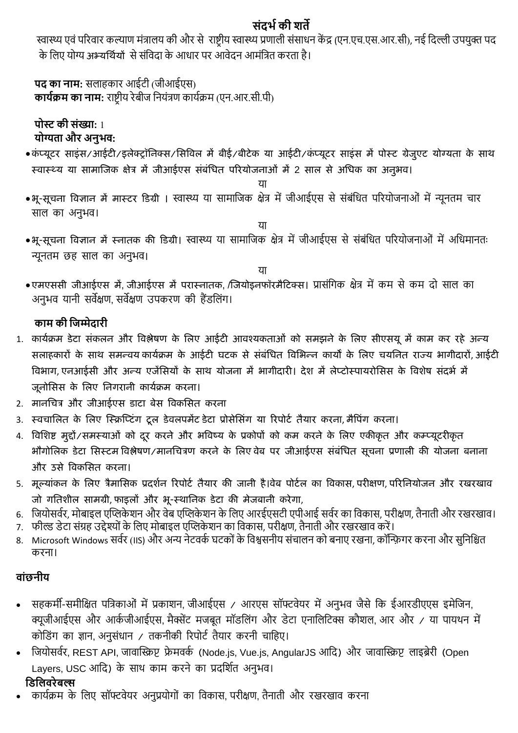# संदर्भ की शर्तें

स्वास्थ्य एवं परिवार कल्याण मंत्रालय की और से राष्ट्रीय स्वास्थ्य प्रणाली संसाधन केंद्र (एन.एच.एस.आर.सी), नई दिल्ली उपयुक्त पद के लिए योग्य अभ्यर्थियों से संविदा के आधार पर आवेदन आमंत्रित करता है।

**पद का नाम:** सलाहकार आईटी (जीआईएस)
**कार्यक्रम का नाम:** राष्ट्रीय रेबीज नियंत्रण कार्यक्रम (एन.आर.सी.पी)

**पोस्ट की संख्या:** 1
**योग्यता और अनुभव:**

- कंप्यूटर साइंस/आईटी/इलेक्ट्रॉनिक्स/सिविल में बीई/बीटेक या आईटी/कंप्यूटर साइंस में पोस्ट ग्रेजुएट योग्यता के साथ स्वास्थ्य या सामाजिक क्षेत्र में जीआईएस संबंधित परियोजनाओं में 2 साल से अधिक का अनुभव।

या

- भू-सूचना विज्ञान में मास्टर डिग्री । स्वास्थ्य या सामाजिक क्षेत्र में जीआईएस से संबंधित परियोजनाओं में न्यूनतम चार साल का अनुभव।

या

- भू-सूचना विज्ञान में स्नातक की डिग्री। स्वास्थ्य या सामाजिक क्षेत्र में जीआईएस से संबंधित परियोजनाओं में अधिमानतः न्यूनतम छह साल का अनुभव।

या

- एमएससी जीआईएस में, जीआईएस में परास्नातक, /जियोइनफॉरमैटिक्स। प्रासंगिक क्षेत्र में कम से कम दो साल का अनुभव यानी सर्वेक्षण, सर्वेक्षण उपकरण की हैंडलिंग।

**काम की जिम्मेदारी**

1. कार्यक्रम डेटा संकलन और विश्लेषण के लिए आईटी आवश्यकताओं को समझने के लिए सीएसयू में काम कर रहे अन्य सलाहकारों के साथ समन्वय कार्यक्रम के आईटी घटक से संबंधित विभिन्न कार्यों के लिए चयनित राज्य भागीदारों, आईटी विभाग, एनआईसी और अन्य एजेंसियों के साथ योजना में भागीदारी। देश में लेप्टोस्पायरोसिस के विशेष संदर्भ में जूनोसिस के लिए निगरानी कार्यक्रम करना।
2. मानचित्र और जीआईएस डाटा बेस विकसित करना
3. स्वचालित के लिए स्क्रिप्टिंग टूल डेवलपमेंट डेटा प्रोसेसिंग या रिपोर्ट तैयार करना, मैपिंग करना।
4. विशिष्ट मुद्दों/समस्याओं को दूर करने और भविष्य के प्रकोपों को कम करने के लिए एकीकृत और कम्प्यूटरीकृत भौगोलिक डेटा सिस्टम विश्लेषण/मानचित्रण करने के लिए वेब पर जीआईएस संबंधित सूचना प्रणाली की योजना बनाना और उसे विकसित करना।
5. मूल्यांकन के लिए त्रैमासिक प्रदर्शन रिपोर्ट तैयार की जानी है।वेब पोर्टल का विकास, परीक्षण, परिनियोजन और रखरखाव जो गतिशील सामग्री, फाइलों और भू-स्थानिक डेटा की मेजबानी करेगा,
6. जियोसर्वर, मोबाइल एप्लिकेशन और वेब एप्लिकेशन के लिए आरईएसटी एपीआई सर्वर का विकास, परीक्षण, तैनाती और रखरखाव।
7. फील्ड डेटा संग्रह उद्देश्यों के लिए मोबाइल एप्लिकेशन का विकास, परीक्षण, तैनाती और रखरखाव करें।
8. Microsoft Windows सर्वर (IIS) और अन्य नेटवर्क घटकों के विश्वसनीय संचालन को बनाए रखना, कॉन्फ़िगर करना और सुनिश्चित करना।

**वांछनीय**

- सहकर्मी-समीक्षित पत्रिकाओं में प्रकाशन, जीआईएस / आरएस सॉफ्टवेयर में अनुभव जैसे कि ईआरडीएएस इमेजिन, क्यूजीआईएस और आर्कजीआईएस, मैक्सेंट मजबूत मॉडलिंग और डेटा एनालिटिक्स कौशल, आर और / या पायथन में कोडिंग का ज्ञान, अनुसंधान / तकनीकी रिपोर्ट तैयार करनी चाहिए।
- जियोसर्वर, REST API, जावास्क्रिप्ट फ्रेमवर्क (Node.js, Vue.js, AngularJS आदि) और जावास्क्रिप्ट लाइब्रेरी (Open Layers, USC आदि) के साथ काम करने का प्रदर्शित अनुभव।

**डिलिवरेबल्स**

- कार्यक्रम के लिए सॉफ्टवेयर अनुप्रयोगों का विकास, परीक्षण, तैनाती और रखरखाव करना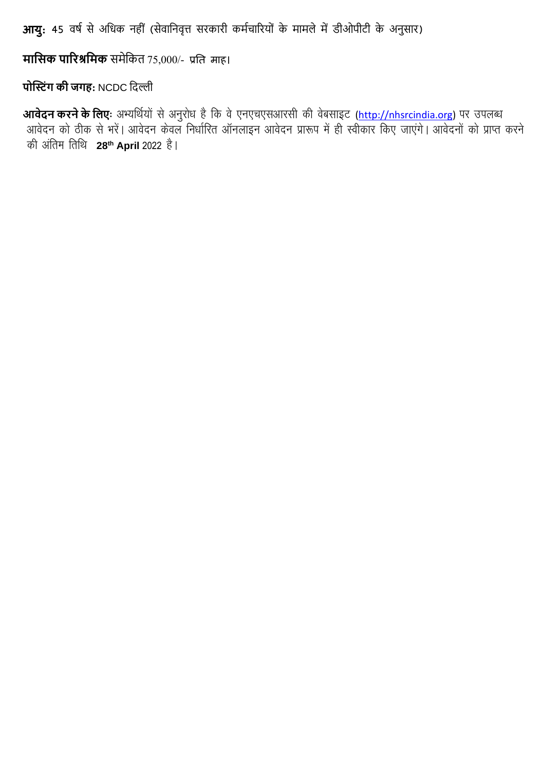**आयु:** 45 वर्ष से अधिक नहीं (सेवानिवृत्त सरकारी कर्मचारियों के मामले में डीओपीटी के अनुसार)

**मासिक पारिश्रमिक** समेकित 75,000/- प्रति माह।

**पोस्टिंग की जगह:** NCDC दिल्ली

**आवेदन करने के लिए:** अभ्यर्थियों से अनुरोध है कि वे एनएचएसआरसी की वेबसाइट (http://nhsrcindia.org) पर उपलब्ध आवेदन को ठीक से भरें। आवेदन केवल निर्धारित ऑनलाइन आवेदन प्रारूप में ही स्वीकार किए जाएंगे। आवेदनों को प्राप्त करने की अंतिम तिथि **28th April** 2022 है।